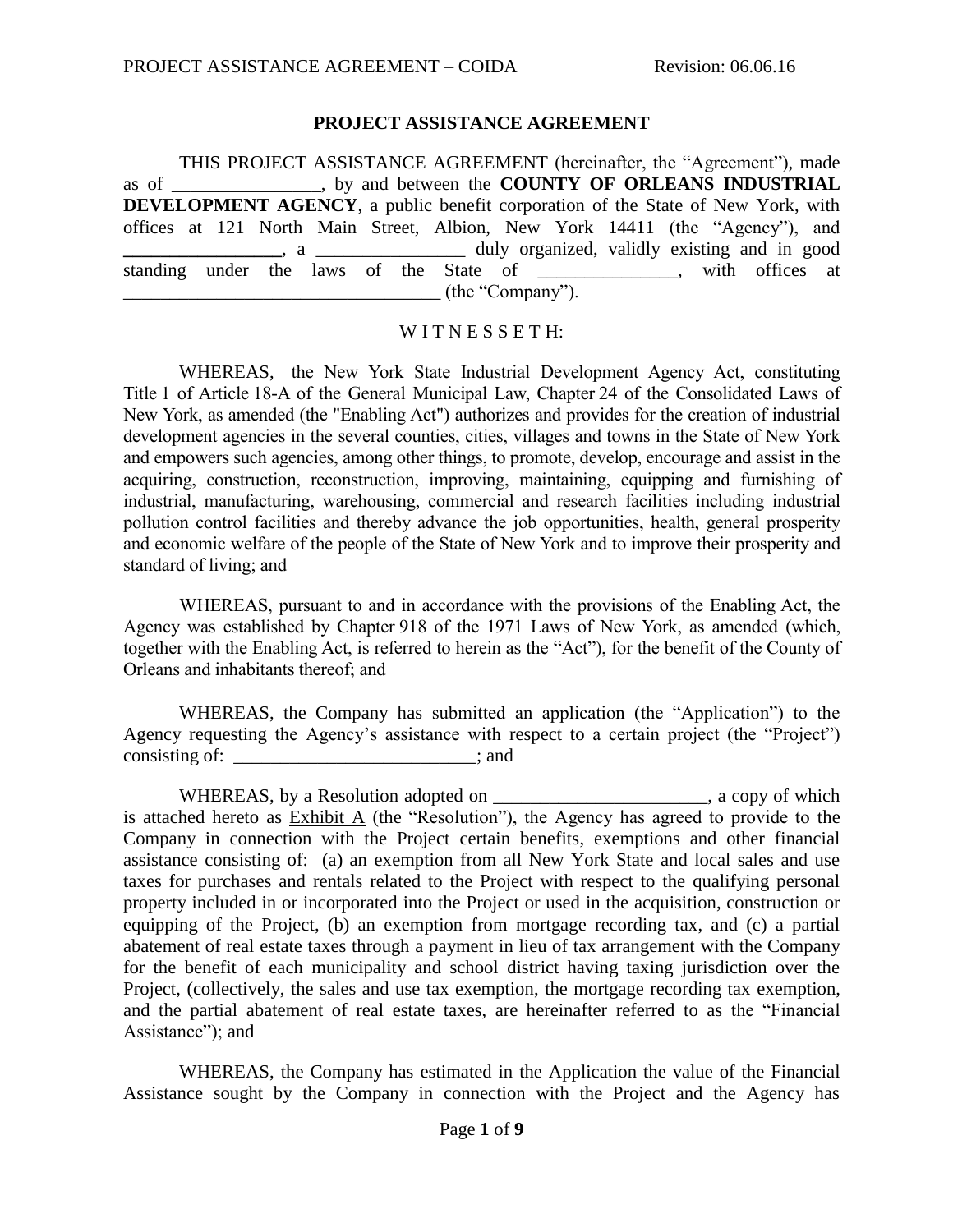## PROJECT ASSISTANCE AGREEMENT

THIS PROJECT ASSISTANCE AGREEMENT (hereinafter, the “Agreement”), made as of ________________, by and between the **COUNTY OF ORLEANS INDUSTRIAL DEVELOPMENT AGENCY**, a public benefit corporation of the State of New York, with offices at 121 North Main Street, Albion, New York 14411 (the “Agency”), and **_________________**, a ________________ duly organized, validly existing and in good standing under the laws of the State of _______________, with offices at __________________________________ (the “Company”).

W I T N E S S E T H:

WHEREAS, the New York State Industrial Development Agency Act, constituting Title 1 of Article 18-A of the General Municipal Law, Chapter 24 of the Consolidated Laws of New York, as amended (the "Enabling Act") authorizes and provides for the creation of industrial development agencies in the several counties, cities, villages and towns in the State of New York and empowers such agencies, among other things, to promote, develop, encourage and assist in the acquiring, construction, reconstruction, improving, maintaining, equipping and furnishing of industrial, manufacturing, warehousing, commercial and research facilities including industrial pollution control facilities and thereby advance the job opportunities, health, general prosperity and economic welfare of the people of the State of New York and to improve their prosperity and standard of living; and

WHEREAS, pursuant to and in accordance with the provisions of the Enabling Act, the Agency was established by Chapter 918 of the 1971 Laws of New York, as amended (which, together with the Enabling Act, is referred to herein as the “Act”), for the benefit of the County of Orleans and inhabitants thereof; and

WHEREAS, the Company has submitted an application (the “Application”) to the Agency requesting the Agency’s assistance with respect to a certain project (the “Project”) consisting of: __________________________; and

WHEREAS, by a Resolution adopted on ______________________, a copy of which is attached hereto as Exhibit A (the “Resolution”), the Agency has agreed to provide to the Company in connection with the Project certain benefits, exemptions and other financial assistance consisting of: (a) an exemption from all New York State and local sales and use taxes for purchases and rentals related to the Project with respect to the qualifying personal property included in or incorporated into the Project or used in the acquisition, construction or equipping of the Project, (b) an exemption from mortgage recording tax, and (c) a partial abatement of real estate taxes through a payment in lieu of tax arrangement with the Company for the benefit of each municipality and school district having taxing jurisdiction over the Project, (collectively, the sales and use tax exemption, the mortgage recording tax exemption, and the partial abatement of real estate taxes, are hereinafter referred to as the “Financial Assistance”); and

WHEREAS, the Company has estimated in the Application the value of the Financial Assistance sought by the Company in connection with the Project and the Agency has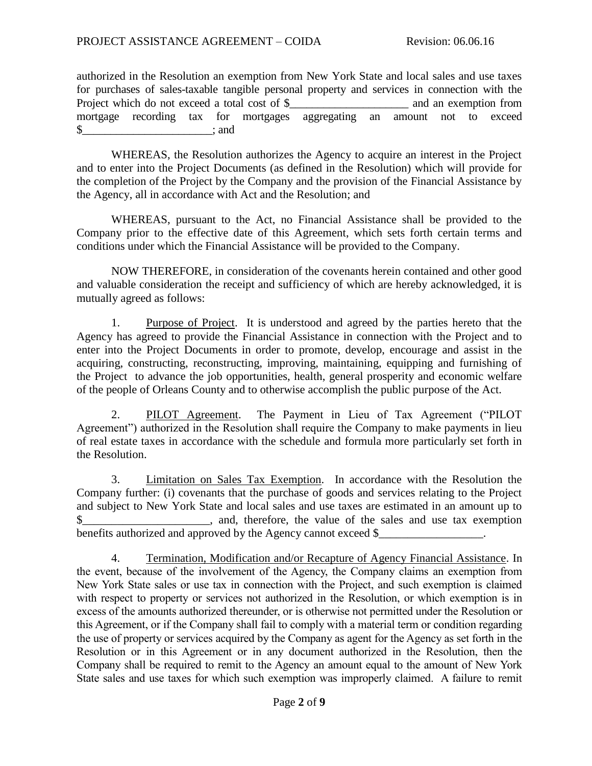authorized in the Resolution an exemption from New York State and local sales and use taxes for purchases of sales-taxable tangible personal property and services in connection with the Project which do not exceed a total cost of $____________________ and an exemption from mortgage recording tax for mortgages aggregating an amount not to exceed $______________________; and

WHEREAS, the Resolution authorizes the Agency to acquire an interest in the Project and to enter into the Project Documents (as defined in the Resolution) which will provide for the completion of the Project by the Company and the provision of the Financial Assistance by the Agency, all in accordance with Act and the Resolution; and

WHEREAS, pursuant to the Act, no Financial Assistance shall be provided to the Company prior to the effective date of this Agreement, which sets forth certain terms and conditions under which the Financial Assistance will be provided to the Company.

NOW THEREFORE, in consideration of the covenants herein contained and other good and valuable consideration the receipt and sufficiency of which are hereby acknowledged, it is mutually agreed as follows:

1. Purpose of Project. It is understood and agreed by the parties hereto that the Agency has agreed to provide the Financial Assistance in connection with the Project and to enter into the Project Documents in order to promote, develop, encourage and assist in the acquiring, constructing, reconstructing, improving, maintaining, equipping and furnishing of the Project to advance the job opportunities, health, general prosperity and economic welfare of the people of Orleans County and to otherwise accomplish the public purpose of the Act.

2. PILOT Agreement. The Payment in Lieu of Tax Agreement ("PILOT Agreement") authorized in the Resolution shall require the Company to make payments in lieu of real estate taxes in accordance with the schedule and formula more particularly set forth in the Resolution.

3. Limitation on Sales Tax Exemption. In accordance with the Resolution the Company further: (i) covenants that the purchase of goods and services relating to the Project and subject to New York State and local sales and use taxes are estimated in an amount up to $______________________, and, therefore, the value of the sales and use tax exemption benefits authorized and approved by the Agency cannot exceed $__________________.

4. Termination, Modification and/or Recapture of Agency Financial Assistance. In the event, because of the involvement of the Agency, the Company claims an exemption from New York State sales or use tax in connection with the Project, and such exemption is claimed with respect to property or services not authorized in the Resolution, or which exemption is in excess of the amounts authorized thereunder, or is otherwise not permitted under the Resolution or this Agreement, or if the Company shall fail to comply with a material term or condition regarding the use of property or services acquired by the Company as agent for the Agency as set forth in the Resolution or in this Agreement or in any document authorized in the Resolution, then the Company shall be required to remit to the Agency an amount equal to the amount of New York State sales and use taxes for which such exemption was improperly claimed. A failure to remit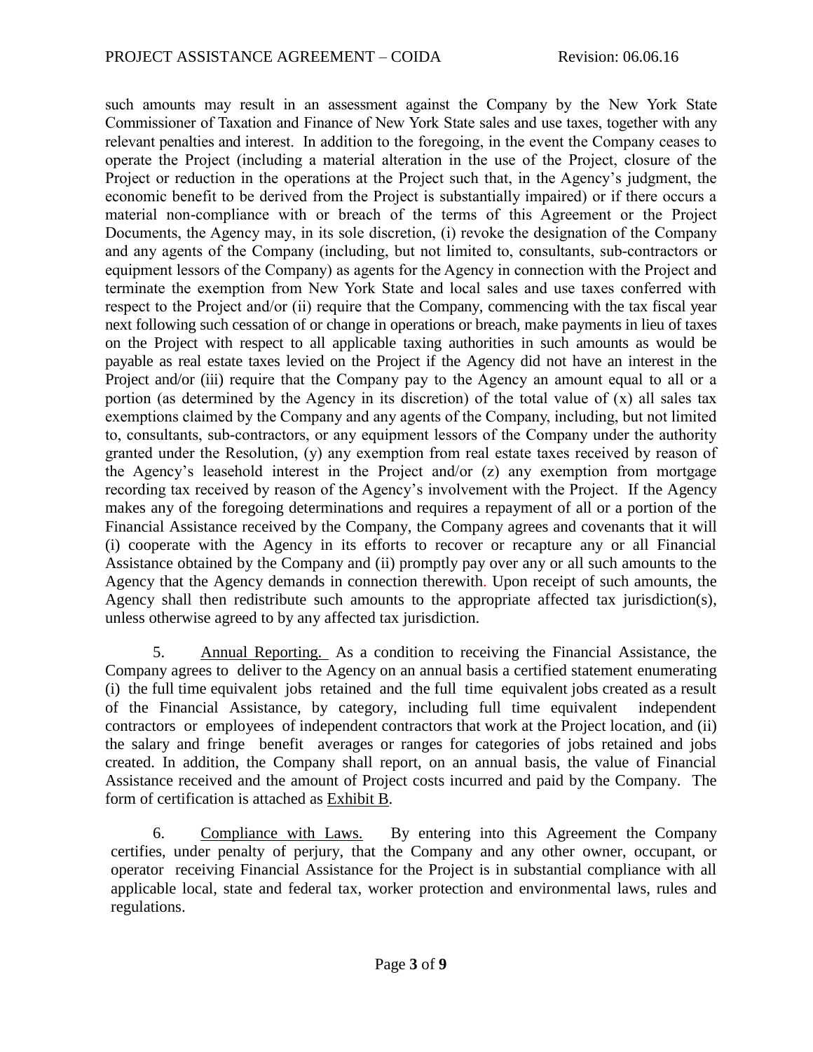such amounts may result in an assessment against the Company by the New York State Commissioner of Taxation and Finance of New York State sales and use taxes, together with any relevant penalties and interest. In addition to the foregoing, in the event the Company ceases to operate the Project (including a material alteration in the use of the Project, closure of the Project or reduction in the operations at the Project such that, in the Agency's judgment, the economic benefit to be derived from the Project is substantially impaired) or if there occurs a material non-compliance with or breach of the terms of this Agreement or the Project Documents, the Agency may, in its sole discretion, (i) revoke the designation of the Company and any agents of the Company (including, but not limited to, consultants, sub-contractors or equipment lessors of the Company) as agents for the Agency in connection with the Project and terminate the exemption from New York State and local sales and use taxes conferred with respect to the Project and/or (ii) require that the Company, commencing with the tax fiscal year next following such cessation of or change in operations or breach, make payments in lieu of taxes on the Project with respect to all applicable taxing authorities in such amounts as would be payable as real estate taxes levied on the Project if the Agency did not have an interest in the Project and/or (iii) require that the Company pay to the Agency an amount equal to all or a portion (as determined by the Agency in its discretion) of the total value of (x) all sales tax exemptions claimed by the Company and any agents of the Company, including, but not limited to, consultants, sub-contractors, or any equipment lessors of the Company under the authority granted under the Resolution, (y) any exemption from real estate taxes received by reason of the Agency's leasehold interest in the Project and/or (z) any exemption from mortgage recording tax received by reason of the Agency's involvement with the Project. If the Agency makes any of the foregoing determinations and requires a repayment of all or a portion of the Financial Assistance received by the Company, the Company agrees and covenants that it will (i) cooperate with the Agency in its efforts to recover or recapture any or all Financial Assistance obtained by the Company and (ii) promptly pay over any or all such amounts to the Agency that the Agency demands in connection therewith. Upon receipt of such amounts, the Agency shall then redistribute such amounts to the appropriate affected tax jurisdiction(s), unless otherwise agreed to by any affected tax jurisdiction.

5. Annual Reporting. As a condition to receiving the Financial Assistance, the Company agrees to deliver to the Agency on an annual basis a certified statement enumerating (i) the full time equivalent jobs retained and the full time equivalent jobs created as a result of the Financial Assistance, by category, including full time equivalent independent contractors or employees of independent contractors that work at the Project location, and (ii) the salary and fringe benefit averages or ranges for categories of jobs retained and jobs created. In addition, the Company shall report, on an annual basis, the value of Financial Assistance received and the amount of Project costs incurred and paid by the Company. The form of certification is attached as Exhibit B.

6. Compliance with Laws. By entering into this Agreement the Company certifies, under penalty of perjury, that the Company and any other owner, occupant, or operator receiving Financial Assistance for the Project is in substantial compliance with all applicable local, state and federal tax, worker protection and environmental laws, rules and regulations.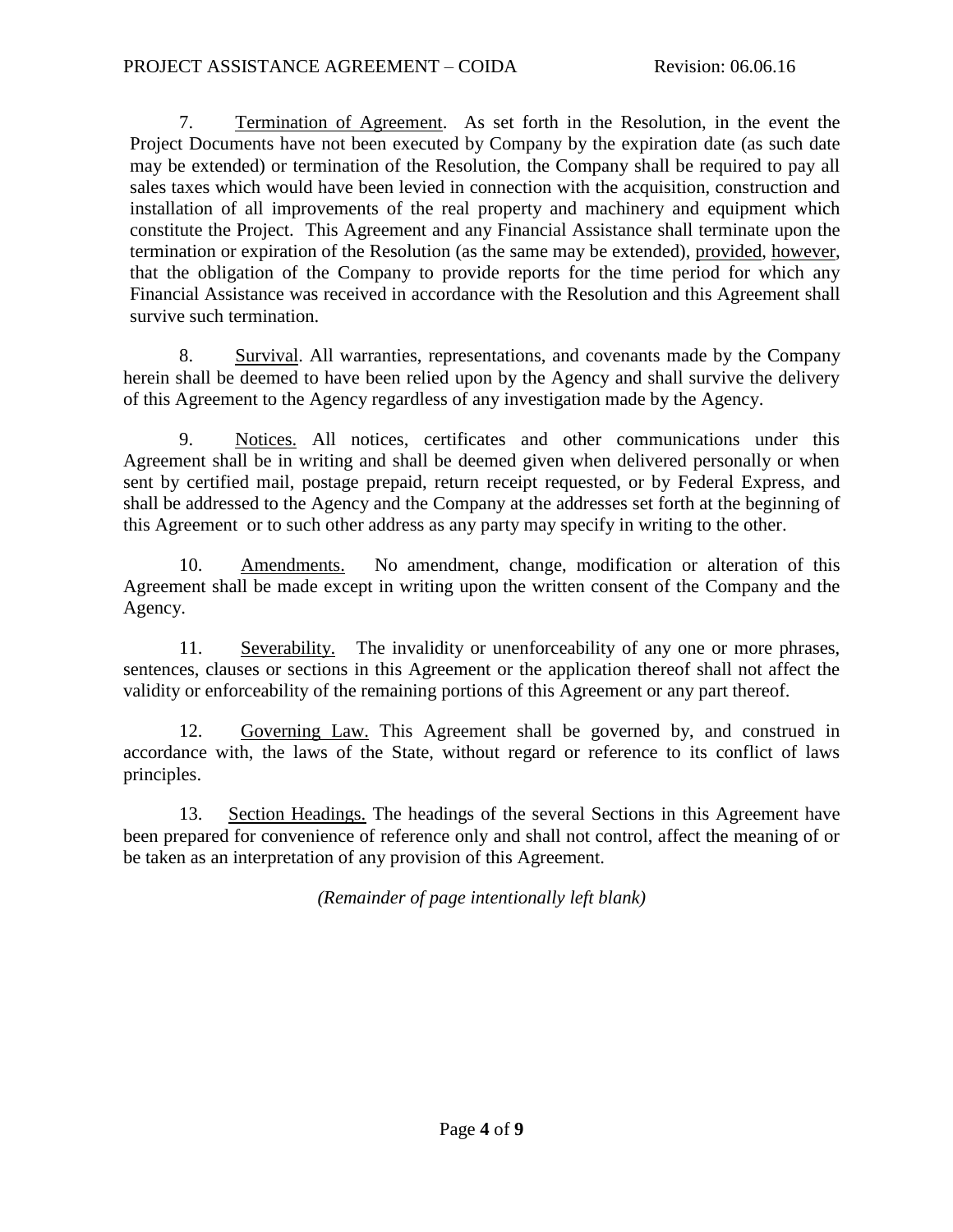7. Termination of Agreement. As set forth in the Resolution, in the event the Project Documents have not been executed by Company by the expiration date (as such date may be extended) or termination of the Resolution, the Company shall be required to pay all sales taxes which would have been levied in connection with the acquisition, construction and installation of all improvements of the real property and machinery and equipment which constitute the Project. This Agreement and any Financial Assistance shall terminate upon the termination or expiration of the Resolution (as the same may be extended), provided, however, that the obligation of the Company to provide reports for the time period for which any Financial Assistance was received in accordance with the Resolution and this Agreement shall survive such termination.

8. Survival. All warranties, representations, and covenants made by the Company herein shall be deemed to have been relied upon by the Agency and shall survive the delivery of this Agreement to the Agency regardless of any investigation made by the Agency.

9. Notices. All notices, certificates and other communications under this Agreement shall be in writing and shall be deemed given when delivered personally or when sent by certified mail, postage prepaid, return receipt requested, or by Federal Express, and shall be addressed to the Agency and the Company at the addresses set forth at the beginning of this Agreement or to such other address as any party may specify in writing to the other.

10. Amendments. No amendment, change, modification or alteration of this Agreement shall be made except in writing upon the written consent of the Company and the Agency.

11. Severability. The invalidity or unenforceability of any one or more phrases, sentences, clauses or sections in this Agreement or the application thereof shall not affect the validity or enforceability of the remaining portions of this Agreement or any part thereof.

12. Governing Law. This Agreement shall be governed by, and construed in accordance with, the laws of the State, without regard or reference to its conflict of laws principles.

13. Section Headings. The headings of the several Sections in this Agreement have been prepared for convenience of reference only and shall not control, affect the meaning of or be taken as an interpretation of any provision of this Agreement.

*(Remainder of page intentionally left blank)*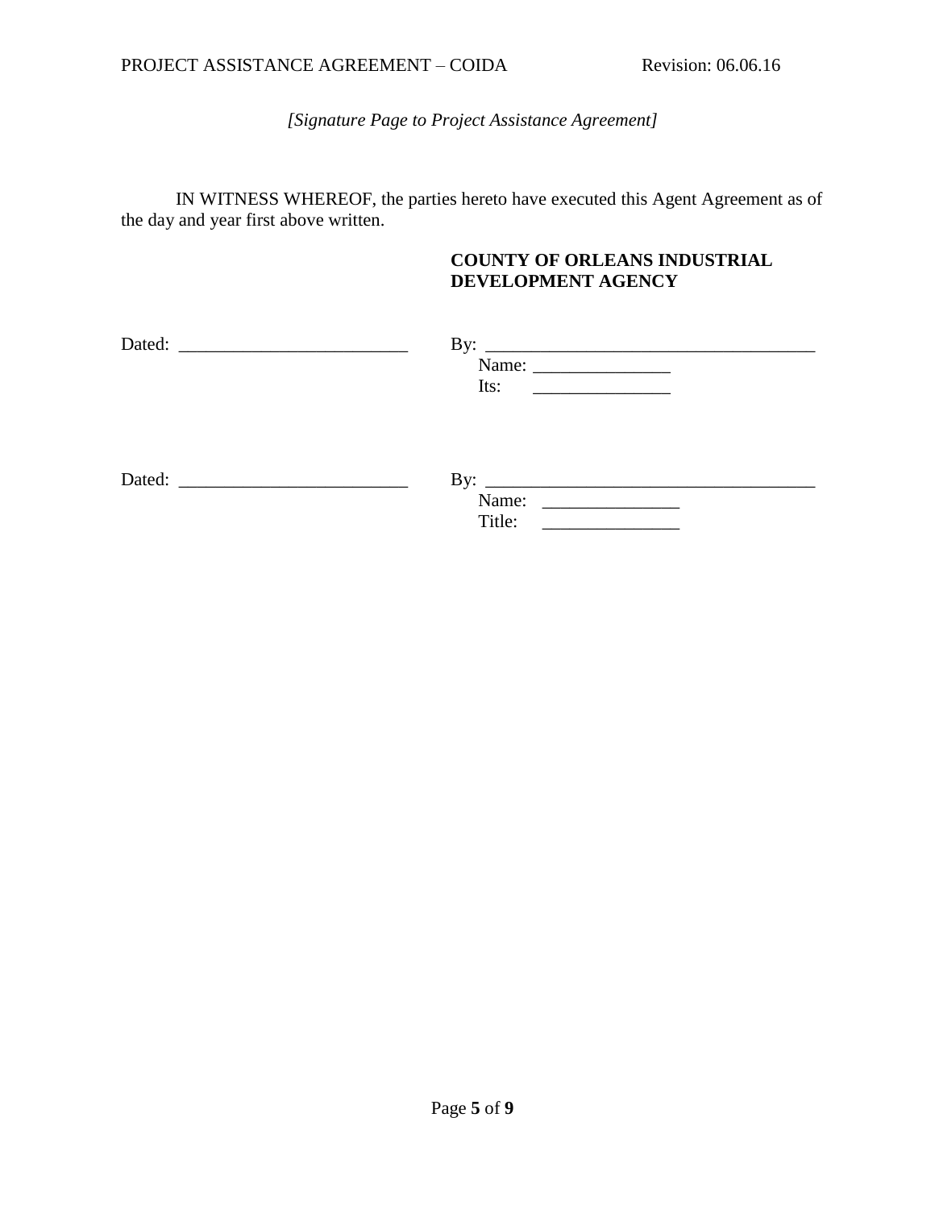*[Signature Page to Project Assistance Agreement]*

IN WITNESS WHEREOF, the parties hereto have executed this Agent Agreement as of the day and year first above written.

**COUNTY OF ORLEANS INDUSTRIAL DEVELOPMENT AGENCY**

Dated: __________________________ By: ______________________________________
Name: _______________
Its: _______________

Dated: __________________________ By: ______________________________________
Name: _______________
Title: _______________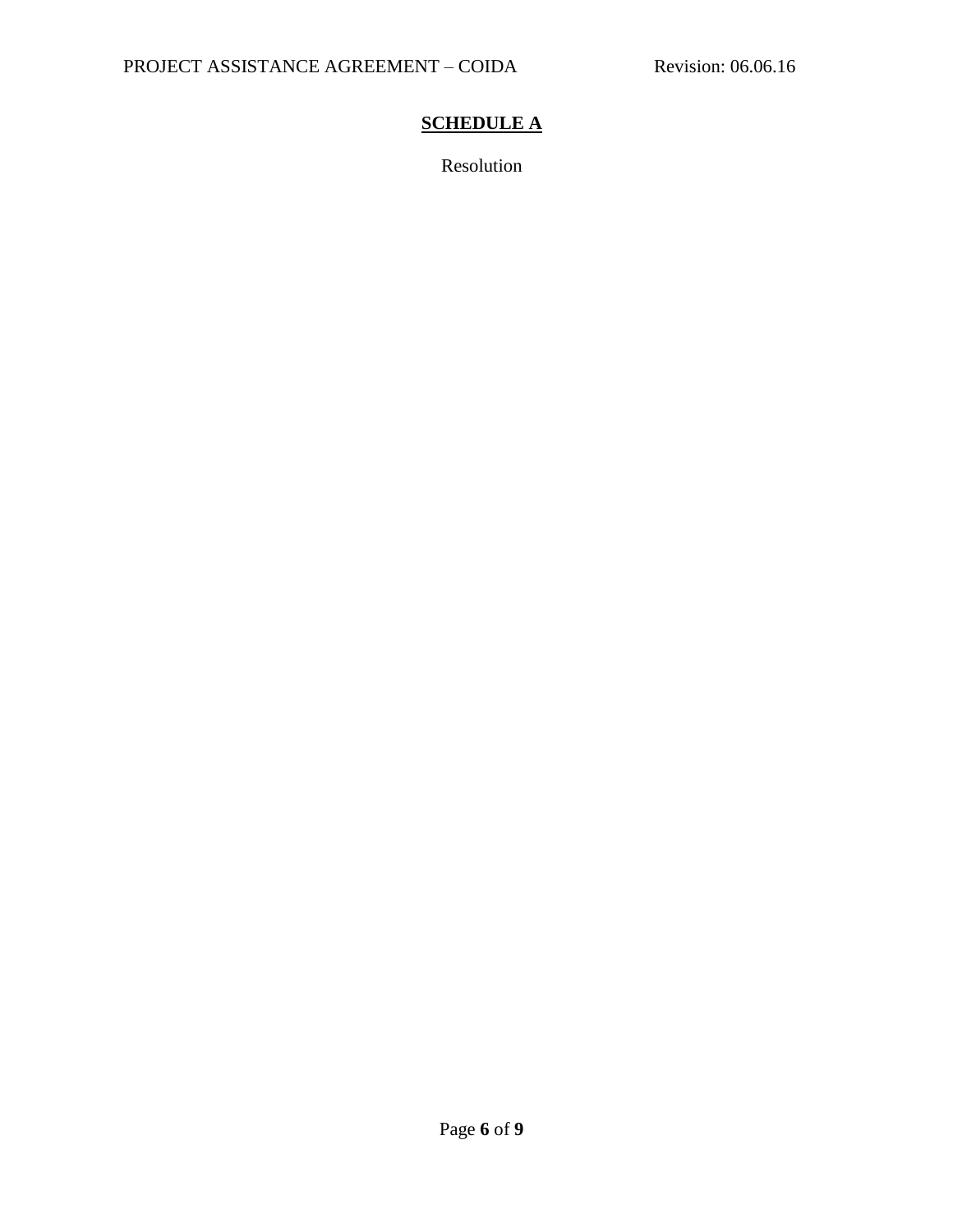# **SCHEDULE A**

Resolution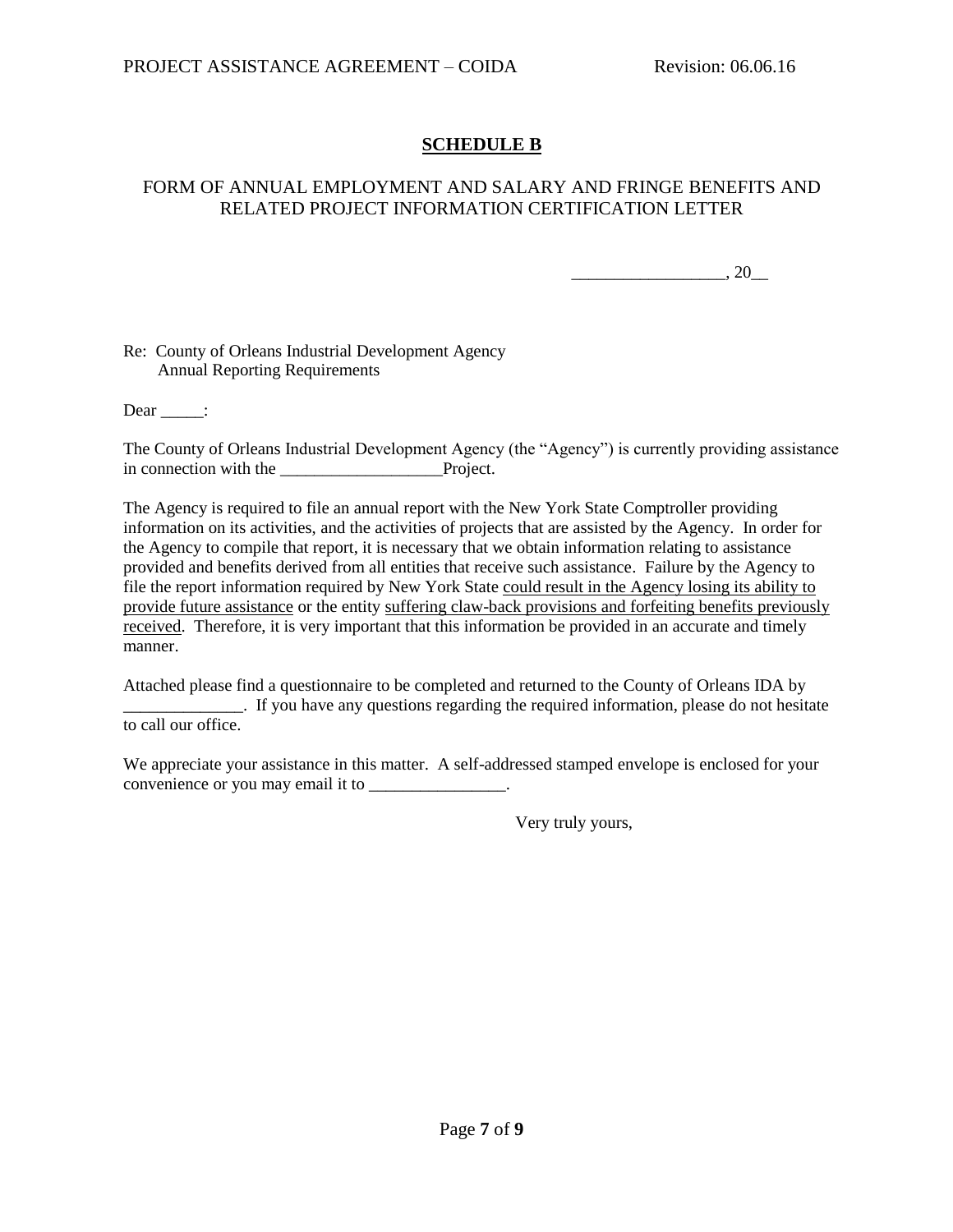## SCHEDULE B

FORM OF ANNUAL EMPLOYMENT AND SALARY AND FRINGE BENEFITS AND RELATED PROJECT INFORMATION CERTIFICATION LETTER

__________________, 20__

Re: County of Orleans Industrial Development Agency
Annual Reporting Requirements

Dear _____:

The County of Orleans Industrial Development Agency (the "Agency") is currently providing assistance in connection with the ___________________Project.

The Agency is required to file an annual report with the New York State Comptroller providing information on its activities, and the activities of projects that are assisted by the Agency. In order for the Agency to compile that report, it is necessary that we obtain information relating to assistance provided and benefits derived from all entities that receive such assistance. Failure by the Agency to file the report information required by New York State <u>could result in the Agency losing its ability to provide future assistance</u> or the entity <u>suffering claw-back provisions and forfeiting benefits previously received</u>. Therefore, it is very important that this information be provided in an accurate and timely manner.

Attached please find a questionnaire to be completed and returned to the County of Orleans IDA by ______________. If you have any questions regarding the required information, please do not hesitate to call our office.

We appreciate your assistance in this matter. A self-addressed stamped envelope is enclosed for your convenience or you may email it to ________________.

Very truly yours,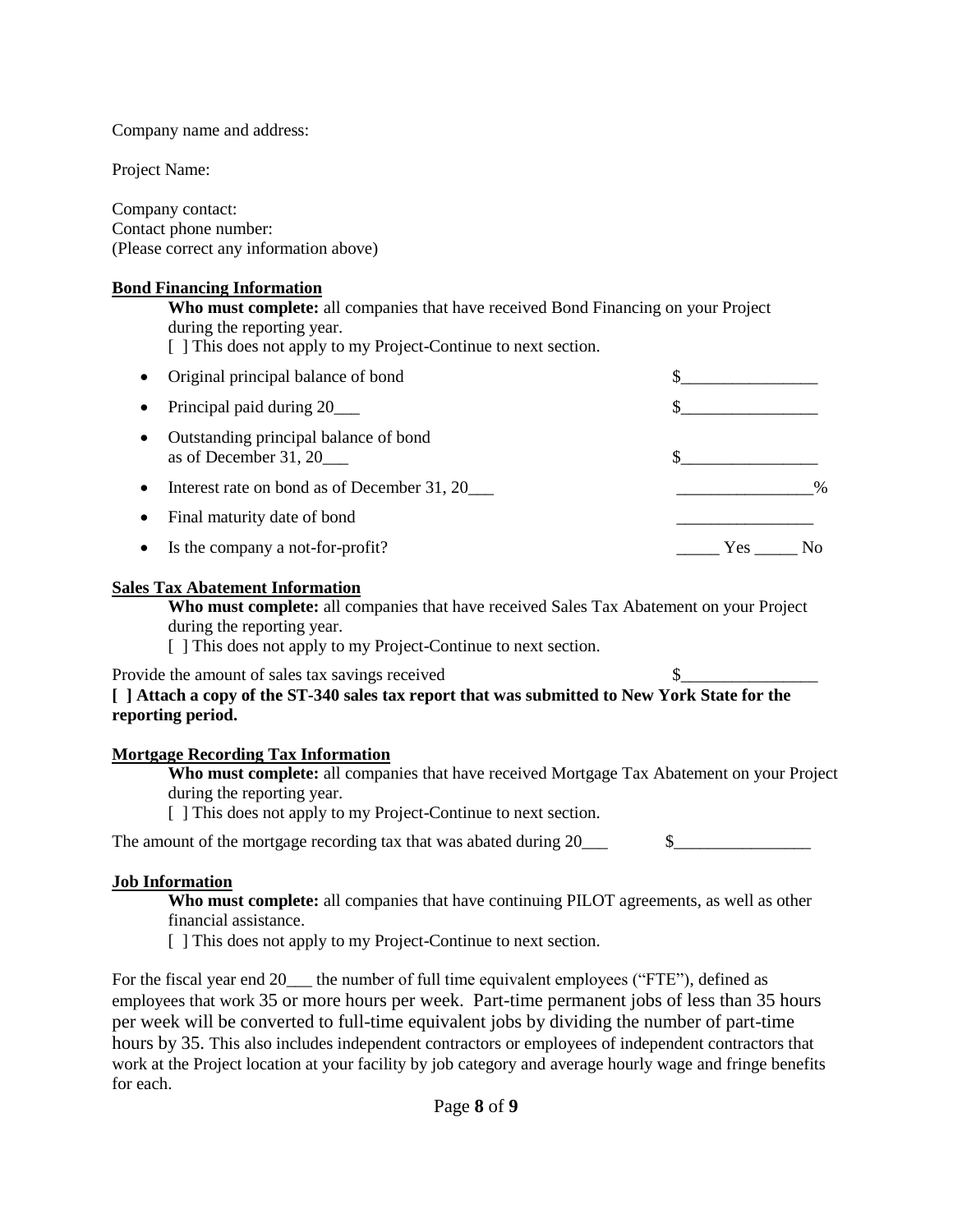Company name and address:

Project Name:

Company contact:
Contact phone number:
(Please correct any information above)

**Bond Financing Information**

**Who must complete:** all companies that have received Bond Financing on your Project during the reporting year.
[ ] This does not apply to my Project-Continue to next section.

- Original principal balance of bond $________________
- Principal paid during 20___ $________________
- Outstanding principal balance of bond as of December 31, 20___ $________________
- Interest rate on bond as of December 31, 20___ ________________%
- Final maturity date of bond ________________
- Is the company a not-for-profit? _____ Yes _____ No

**Sales Tax Abatement Information**

**Who must complete:** all companies that have received Sales Tax Abatement on your Project during the reporting year.
[ ] This does not apply to my Project-Continue to next section.

Provide the amount of sales tax savings received $________________

**[ ] Attach a copy of the ST-340 sales tax report that was submitted to New York State for the reporting period.**

**Mortgage Recording Tax Information**

**Who must complete:** all companies that have received Mortgage Tax Abatement on your Project during the reporting year.
[ ] This does not apply to my Project-Continue to next section.

The amount of the mortgage recording tax that was abated during 20___ $________________

**Job Information**

**Who must complete:** all companies that have continuing PILOT agreements, as well as other financial assistance.
[ ] This does not apply to my Project-Continue to next section.

For the fiscal year end 20___ the number of full time equivalent employees ("FTE"), defined as employees that work 35 or more hours per week. Part-time permanent jobs of less than 35 hours per week will be converted to full-time equivalent jobs by dividing the number of part-time hours by 35. This also includes independent contractors or employees of independent contractors that work at the Project location at your facility by job category and average hourly wage and fringe benefits for each.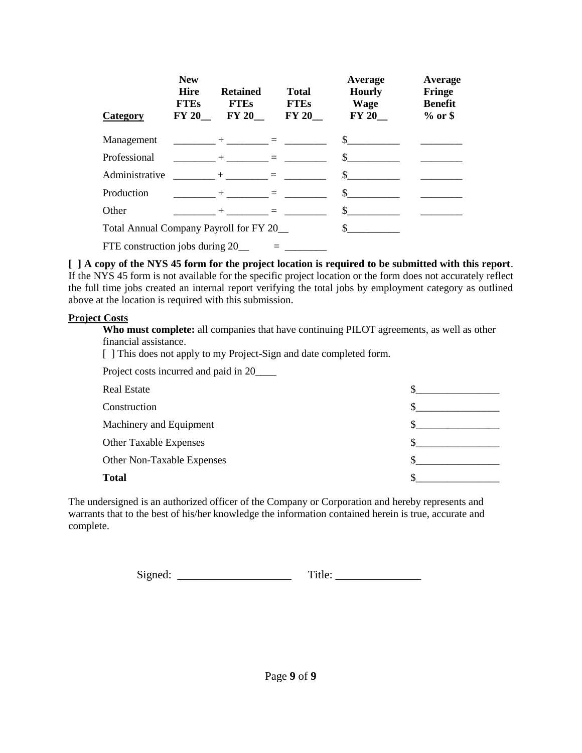| Category | New Hire FTEs FY 20__ | | Retained FTEs FY 20__ | | Total FTEs FY 20__ | Average Hourly Wage FY 20__ | Average Fringe Benefit % or $ |
|---|---|---|---|---|---|---|---|
| Management | ________ | + | ________ | = | ________ | $__________ | ________ |
| Professional | ________ | + | ________ | = | ________ | $__________ | ________ |
| Administrative | ________ | + | ________ | = | ________ | $__________ | ________ |
| Production | ________ | + | ________ | = | ________ | $__________ | ________ |
| Other | ________ | + | ________ | = | ________ | $__________ | ________ |
| Total Annual Company Payroll for FY 20__ | | | | | | $__________ | |
| FTE construction jobs during 20__ | | | | = | ________ | | |

**[ ] A copy of the NYS 45 form for the project location is required to be submitted with this report**. If the NYS 45 form is not available for the specific project location or the form does not accurately reflect the full time jobs created an internal report verifying the total jobs by employment category as outlined above at the location is required with this submission.

**Project Costs**

**Who must complete:** all companies that have continuing PILOT agreements, as well as other financial assistance.

[ ] This does not apply to my Project-Sign and date completed form.

Project costs incurred and paid in 20____

| | |
|---|---|
| Real Estate | $________________ |
| Construction | $________________ |
| Machinery and Equipment | $________________ |
| Other Taxable Expenses | $________________ |
| Other Non-Taxable Expenses | $________________ |
| **Total** | $________________ |

The undersigned is an authorized officer of the Company or Corporation and hereby represents and warrants that to the best of his/her knowledge the information contained herein is true, accurate and complete.

Signed: ____________________ Title: _______________